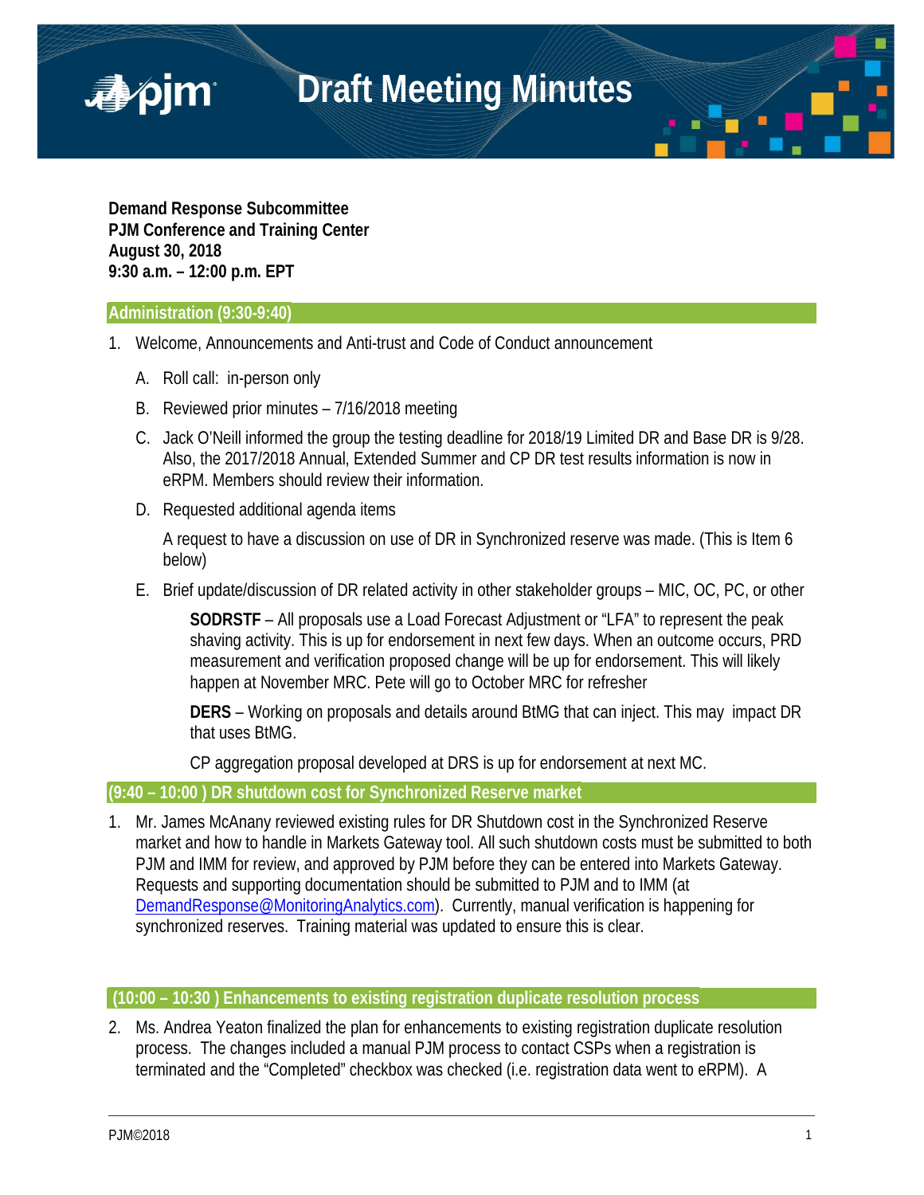# Draft Meeting Minutes

**Demand Response Subcommittee**
**PJM Conference and Training Center**
**August 30, 2018**
**9:30 a.m. – 12:00 p.m. EPT**

## Administration (9:30-9:40)

1. Welcome, Announcements and Anti-trust and Code of Conduct announcement

   A. Roll call: in-person only

   B. Reviewed prior minutes – 7/16/2018 meeting

   C. Jack O'Neill informed the group the testing deadline for 2018/19 Limited DR and Base DR is 9/28. Also, the 2017/2018 Annual, Extended Summer and CP DR test results information is now in eRPM. Members should review their information.

   D. Requested additional agenda items

   A request to have a discussion on use of DR in Synchronized reserve was made. (This is Item 6 below)

   E. Brief update/discussion of DR related activity in other stakeholder groups – MIC, OC, PC, or other

   **SODRSTF** – All proposals use a Load Forecast Adjustment or "LFA" to represent the peak shaving activity. This is up for endorsement in next few days. When an outcome occurs, PRD measurement and verification proposed change will be up for endorsement. This will likely happen at November MRC. Pete will go to October MRC for refresher

   **DERS** – Working on proposals and details around BtMG that can inject. This may impact DR that uses BtMG.

   CP aggregation proposal developed at DRS is up for endorsement at next MC.

## (9:40 – 10:00 ) DR shutdown cost for Synchronized Reserve market

1. Mr. James McAnany reviewed existing rules for DR Shutdown cost in the Synchronized Reserve market and how to handle in Markets Gateway tool. All such shutdown costs must be submitted to both PJM and IMM for review, and approved by PJM before they can be entered into Markets Gateway. Requests and supporting documentation should be submitted to PJM and to IMM (at DemandResponse@MonitoringAnalytics.com). Currently, manual verification is happening for synchronized reserves. Training material was updated to ensure this is clear.

## (10:00 – 10:30 ) Enhancements to existing registration duplicate resolution process

2. Ms. Andrea Yeaton finalized the plan for enhancements to existing registration duplicate resolution process. The changes included a manual PJM process to contact CSPs when a registration is terminated and the "Completed" checkbox was checked (i.e. registration data went to eRPM). A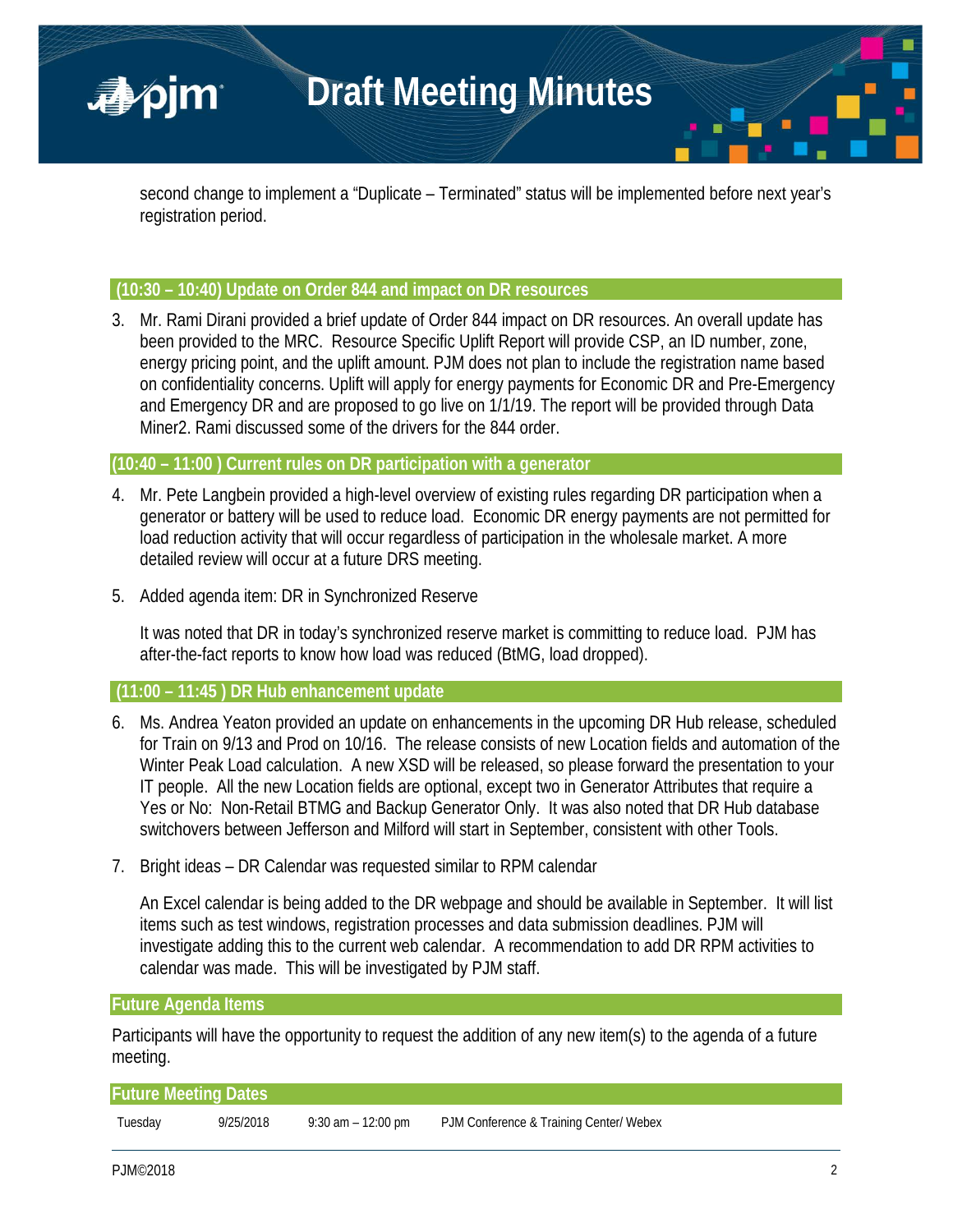second change to implement a "Duplicate – Terminated" status will be implemented before next year's registration period.

## (10:30 – 10:40) Update on Order 844 and impact on DR resources

3. Mr. Rami Dirani provided a brief update of Order 844 impact on DR resources. An overall update has been provided to the MRC. Resource Specific Uplift Report will provide CSP, an ID number, zone, energy pricing point, and the uplift amount. PJM does not plan to include the registration name based on confidentiality concerns. Uplift will apply for energy payments for Economic DR and Pre-Emergency and Emergency DR and are proposed to go live on 1/1/19. The report will be provided through Data Miner2. Rami discussed some of the drivers for the 844 order.

## (10:40 – 11:00 ) Current rules on DR participation with a generator

4. Mr. Pete Langbein provided a high-level overview of existing rules regarding DR participation when a generator or battery will be used to reduce load. Economic DR energy payments are not permitted for load reduction activity that will occur regardless of participation in the wholesale market. A more detailed review will occur at a future DRS meeting.

5. Added agenda item: DR in Synchronized Reserve

   It was noted that DR in today's synchronized reserve market is committing to reduce load. PJM has after-the-fact reports to know how load was reduced (BtMG, load dropped).

## (11:00 – 11:45 ) DR Hub enhancement update

6. Ms. Andrea Yeaton provided an update on enhancements in the upcoming DR Hub release, scheduled for Train on 9/13 and Prod on 10/16. The release consists of new Location fields and automation of the Winter Peak Load calculation. A new XSD will be released, so please forward the presentation to your IT people. All the new Location fields are optional, except two in Generator Attributes that require a Yes or No: Non-Retail BTMG and Backup Generator Only. It was also noted that DR Hub database switchovers between Jefferson and Milford will start in September, consistent with other Tools.

7. Bright ideas – DR Calendar was requested similar to RPM calendar

   An Excel calendar is being added to the DR webpage and should be available in September. It will list items such as test windows, registration processes and data submission deadlines. PJM will investigate adding this to the current web calendar. A recommendation to add DR RPM activities to calendar was made. This will be investigated by PJM staff.

## Future Agenda Items

Participants will have the opportunity to request the addition of any new item(s) to the agenda of a future meeting.

## Future Meeting Dates

| | | | |
|---|---|---|---|
| Tuesday | 9/25/2018 | 9:30 am – 12:00 pm | PJM Conference & Training Center/ Webex |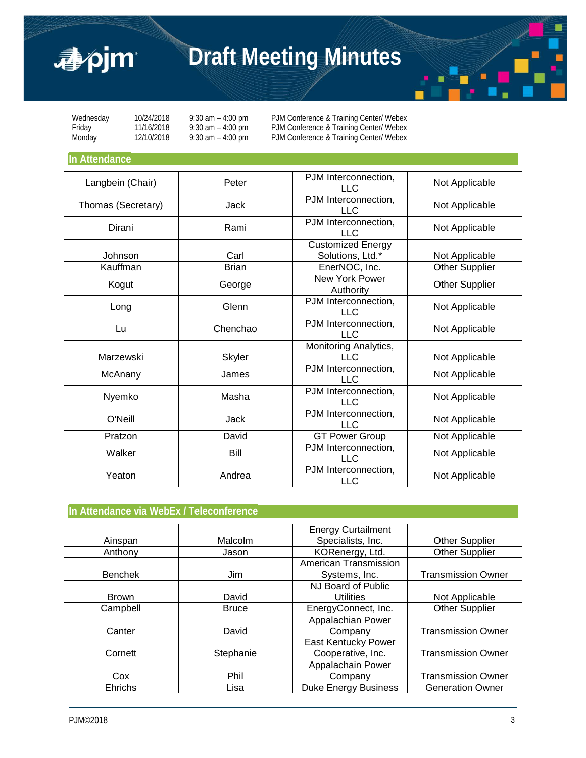# Draft Meeting Minutes

| | | | |
|---|---|---|---|
| Wednesday | 10/24/2018 | 9:30 am – 4:00 pm | PJM Conference & Training Center/ Webex |
| Friday | 11/16/2018 | 9:30 am – 4:00 pm | PJM Conference & Training Center/ Webex |
| Monday | 12/10/2018 | 9:30 am – 4:00 pm | PJM Conference & Training Center/ Webex |

## In Attendance

| | | | |
|---|---|---|---|
| Langbein (Chair) | Peter | PJM Interconnection, LLC | Not Applicable |
| Thomas (Secretary) | Jack | PJM Interconnection, LLC | Not Applicable |
| Dirani | Rami | PJM Interconnection, LLC | Not Applicable |
| Johnson | Carl | Customized Energy Solutions, Ltd.* | Not Applicable |
| Kauffman | Brian | EnerNOC, Inc. | Other Supplier |
| Kogut | George | New York Power Authority | Other Supplier |
| Long | Glenn | PJM Interconnection, LLC | Not Applicable |
| Lu | Chenchao | PJM Interconnection, LLC | Not Applicable |
| Marzewski | Skyler | Monitoring Analytics, LLC | Not Applicable |
| McAnany | James | PJM Interconnection, LLC | Not Applicable |
| Nyemko | Masha | PJM Interconnection, LLC | Not Applicable |
| O'Neill | Jack | PJM Interconnection, LLC | Not Applicable |
| Pratzon | David | GT Power Group | Not Applicable |
| Walker | Bill | PJM Interconnection, LLC | Not Applicable |
| Yeaton | Andrea | PJM Interconnection, LLC | Not Applicable |

## In Attendance via WebEx / Teleconference

| | | | |
|---|---|---|---|
| Ainspan | Malcolm | Energy Curtailment Specialists, Inc. | Other Supplier |
| Anthony | Jason | KORenergy, Ltd. | Other Supplier |
| Benchek | Jim | American Transmission Systems, Inc. | Transmission Owner |
| Brown | David | NJ Board of Public Utilities | Not Applicable |
| Campbell | Bruce | EnergyConnect, Inc. | Other Supplier |
| Canter | David | Appalachian Power Company | Transmission Owner |
| Cornett | Stephanie | East Kentucky Power Cooperative, Inc. | Transmission Owner |
| Cox | Phil | Appalachian Power Company | Transmission Owner |
| Ehrichs | Lisa | Duke Energy Business | Generation Owner |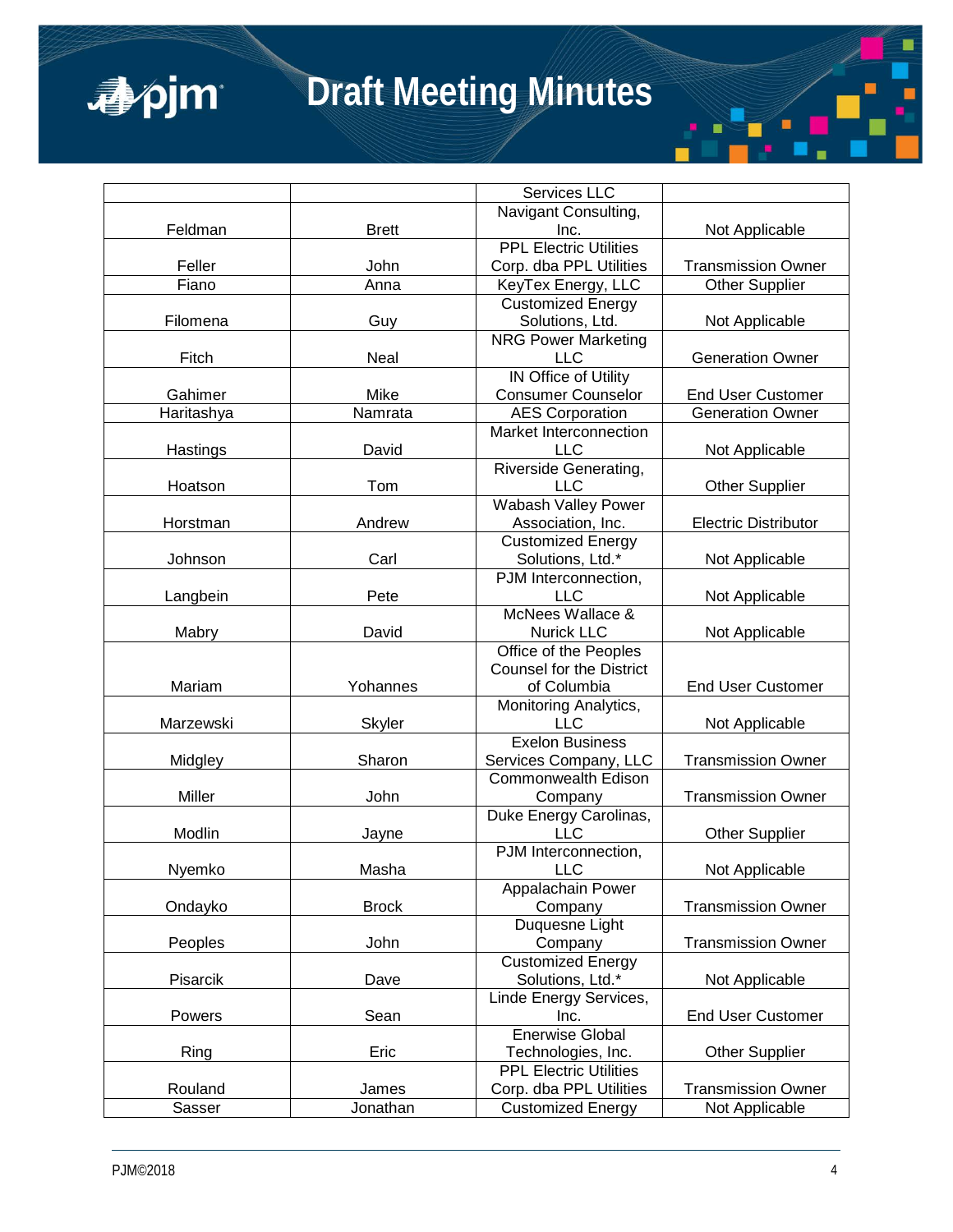| | | | |
|---|---|---|---|
| | | Services LLC | |
| Feldman | Brett | Navigant Consulting, Inc. | Not Applicable |
| Feller | John | PPL Electric Utilities Corp. dba PPL Utilities | Transmission Owner |
| Fiano | Anna | KeyTex Energy, LLC | Other Supplier |
| Filomena | Guy | Customized Energy Solutions, Ltd. | Not Applicable |
| Fitch | Neal | NRG Power Marketing LLC | Generation Owner |
| Gahimer | Mike | IN Office of Utility Consumer Counselor | End User Customer |
| Haritashya | Namrata | AES Corporation | Generation Owner |
| Hastings | David | Market Interconnection LLC | Not Applicable |
| Hoatson | Tom | Riverside Generating, LLC | Other Supplier |
| Horstman | Andrew | Wabash Valley Power Association, Inc. | Electric Distributor |
| Johnson | Carl | Customized Energy Solutions, Ltd.* | Not Applicable |
| Langbein | Pete | PJM Interconnection, LLC | Not Applicable |
| Mabry | David | McNees Wallace & Nurick LLC | Not Applicable |
| Mariam | Yohannes | Office of the Peoples Counsel for the District of Columbia | End User Customer |
| Marzewski | Skyler | Monitoring Analytics, LLC | Not Applicable |
| Midgley | Sharon | Exelon Business Services Company, LLC | Transmission Owner |
| Miller | John | Commonwealth Edison Company | Transmission Owner |
| Modlin | Jayne | Duke Energy Carolinas, LLC | Other Supplier |
| Nyemko | Masha | PJM Interconnection, LLC | Not Applicable |
| Ondayko | Brock | Appalachain Power Company | Transmission Owner |
| Peoples | John | Duquesne Light Company | Transmission Owner |
| Pisarcik | Dave | Customized Energy Solutions, Ltd.* | Not Applicable |
| Powers | Sean | Linde Energy Services, Inc. | End User Customer |
| Ring | Eric | Enerwise Global Technologies, Inc. | Other Supplier |
| Rouland | James | PPL Electric Utilities Corp. dba PPL Utilities | Transmission Owner |
| Sasser | Jonathan | Customized Energy | Not Applicable |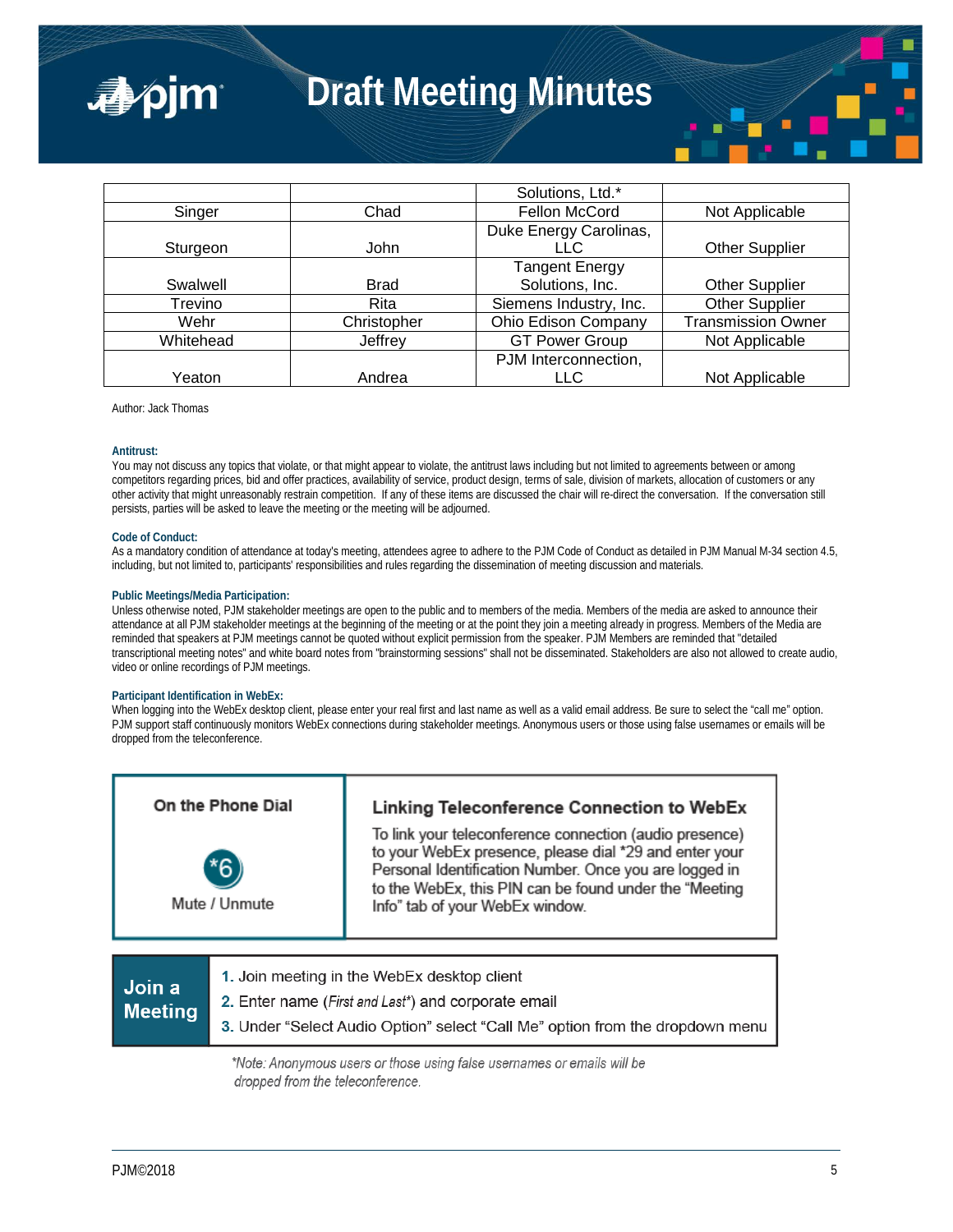| | | | |
|---|---|---|---|
| | | Solutions, Ltd.* | |
| Singer | Chad | Fellon McCord | Not Applicable |
| Sturgeon | John | Duke Energy Carolinas, LLC | Other Supplier |
| Swalwell | Brad | Tangent Energy Solutions, Inc. | Other Supplier |
| Trevino | Rita | Siemens Industry, Inc. | Other Supplier |
| Wehr | Christopher | Ohio Edison Company | Transmission Owner |
| Whitehead | Jeffrey | GT Power Group | Not Applicable |
| Yeaton | Andrea | PJM Interconnection, LLC | Not Applicable |

Author: Jack Thomas

**Antitrust:**
You may not discuss any topics that violate, or that might appear to violate, the antitrust laws including but not limited to agreements between or among competitors regarding prices, bid and offer practices, availability of service, product design, terms of sale, division of markets, allocation of customers or any other activity that might unreasonably restrain competition. If any of these items are discussed the chair will re-direct the conversation. If the conversation still persists, parties will be asked to leave the meeting or the meeting will be adjourned.

**Code of Conduct:**
As a mandatory condition of attendance at today's meeting, attendees agree to adhere to the PJM Code of Conduct as detailed in PJM Manual M-34 section 4.5, including, but not limited to, participants' responsibilities and rules regarding the dissemination of meeting discussion and materials.

**Public Meetings/Media Participation:**
Unless otherwise noted, PJM stakeholder meetings are open to the public and to members of the media. Members of the media are asked to announce their attendance at all PJM stakeholder meetings at the beginning of the meeting or at the point they join a meeting already in progress. Members of the Media are reminded that speakers at PJM meetings cannot be quoted without explicit permission from the speaker. PJM Members are reminded that "detailed transcriptional meeting notes" and white board notes from "brainstorming sessions" shall not be disseminated. Stakeholders are also not allowed to create audio, video or online recordings of PJM meetings.

**Participant Identification in WebEx:**
When logging into the WebEx desktop client, please enter your real first and last name as well as a valid email address. Be sure to select the "call me" option. PJM support staff continuously monitors WebEx connections during stakeholder meetings. Anonymous users or those using false usernames or emails will be dropped from the teleconference.

**On the Phone Dial**

*6

Mute / Unmute

**Linking Teleconference Connection to WebEx**

To link your teleconference connection (audio presence) to your WebEx presence, please dial *29 and enter your Personal Identification Number. Once you are logged in to the WebEx, this PIN can be found under the "Meeting Info" tab of your WebEx window.

**Join a Meeting**

1. Join meeting in the WebEx desktop client
2. Enter name (*First and Last**) and corporate email
3. Under "Select Audio Option" select "Call Me" option from the dropdown menu

*\*Note: Anonymous users or those using false usernames or emails will be dropped from the teleconference.*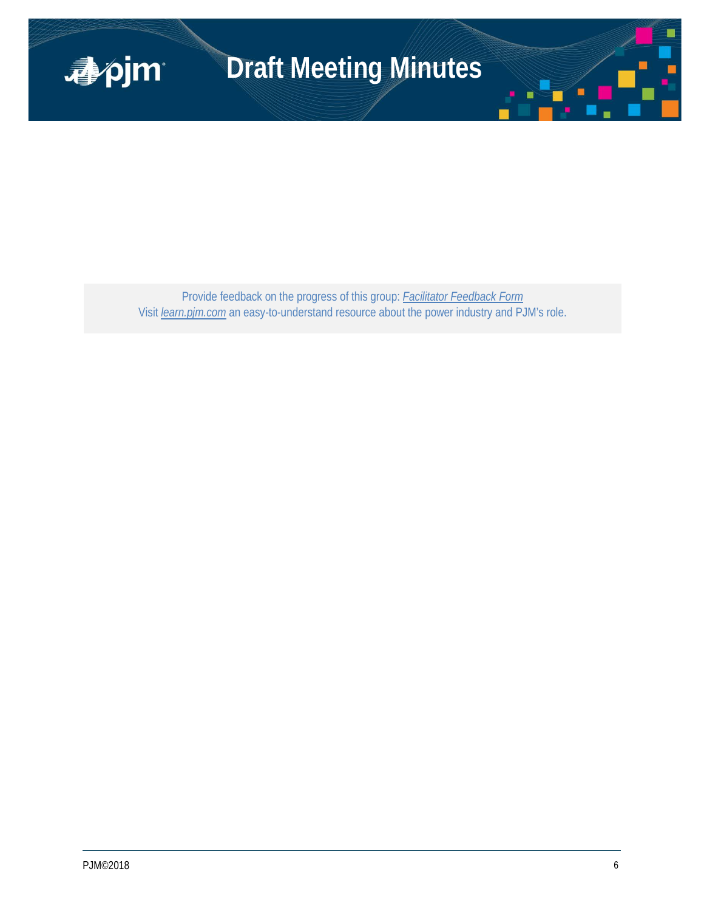Provide feedback on the progress of this group: *Facilitator Feedback Form*

Visit *learn.pjm.com* an easy-to-understand resource about the power industry and PJM's role.